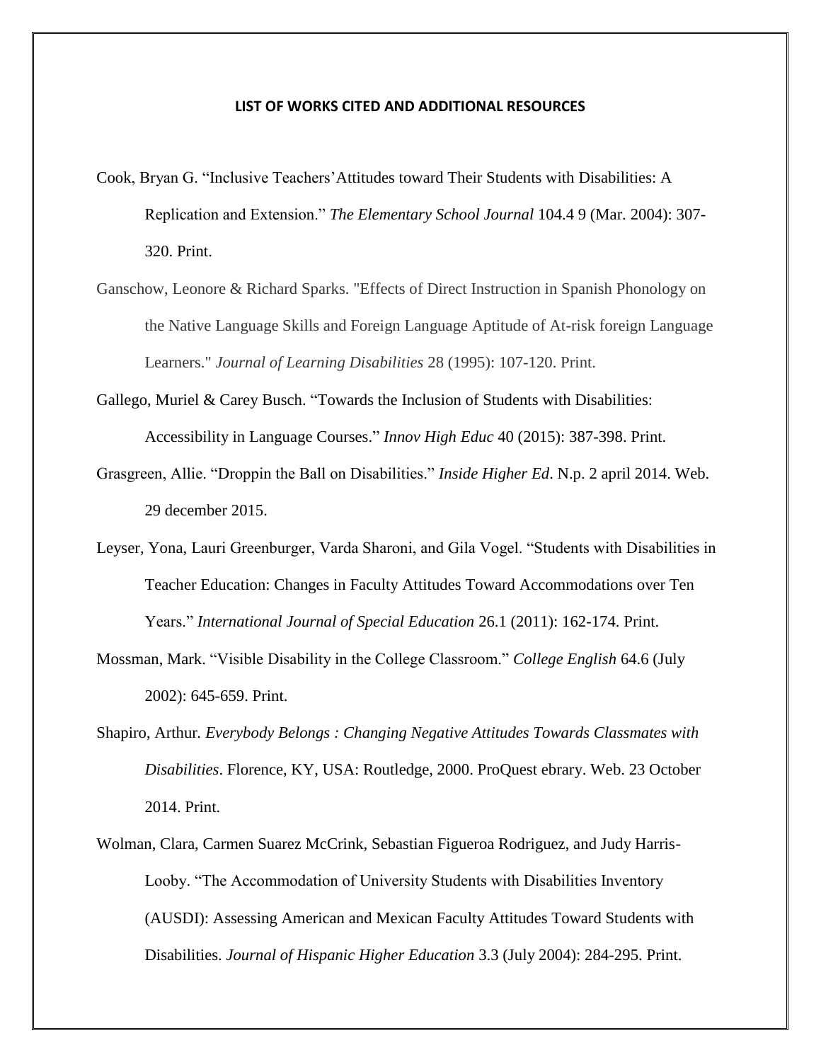**LIST OF WORKS CITED AND ADDITIONAL RESOURCES**

Cook, Bryan G. "Inclusive Teachers'Attitudes toward Their Students with Disabilities: A Replication and Extension." *The Elementary School Journal* 104.4 9 (Mar. 2004): 307-320. Print.

Ganschow, Leonore & Richard Sparks. "Effects of Direct Instruction in Spanish Phonology on the Native Language Skills and Foreign Language Aptitude of At-risk foreign Language Learners." *Journal of Learning Disabilities* 28 (1995): 107-120. Print.

Gallego, Muriel & Carey Busch. "Towards the Inclusion of Students with Disabilities: Accessibility in Language Courses." *Innov High Educ* 40 (2015): 387-398. Print.

Grasgreen, Allie. "Droppin the Ball on Disabilities." *Inside Higher Ed*. N.p. 2 april 2014. Web. 29 december 2015.

Leyser, Yona, Lauri Greenburger, Varda Sharoni, and Gila Vogel. "Students with Disabilities in Teacher Education: Changes in Faculty Attitudes Toward Accommodations over Ten Years." *International Journal of Special Education* 26.1 (2011): 162-174. Print.

Mossman, Mark. "Visible Disability in the College Classroom." *College English* 64.6 (July 2002): 645-659. Print.

Shapiro, Arthur. *Everybody Belongs : Changing Negative Attitudes Towards Classmates with Disabilities*. Florence, KY, USA: Routledge, 2000. ProQuest ebrary. Web. 23 October 2014. Print.

Wolman, Clara, Carmen Suarez McCrink, Sebastian Figueroa Rodriguez, and Judy Harris-Looby. "The Accommodation of University Students with Disabilities Inventory (AUSDI): Assessing American and Mexican Faculty Attitudes Toward Students with Disabilities. *Journal of Hispanic Higher Education* 3.3 (July 2004): 284-295. Print.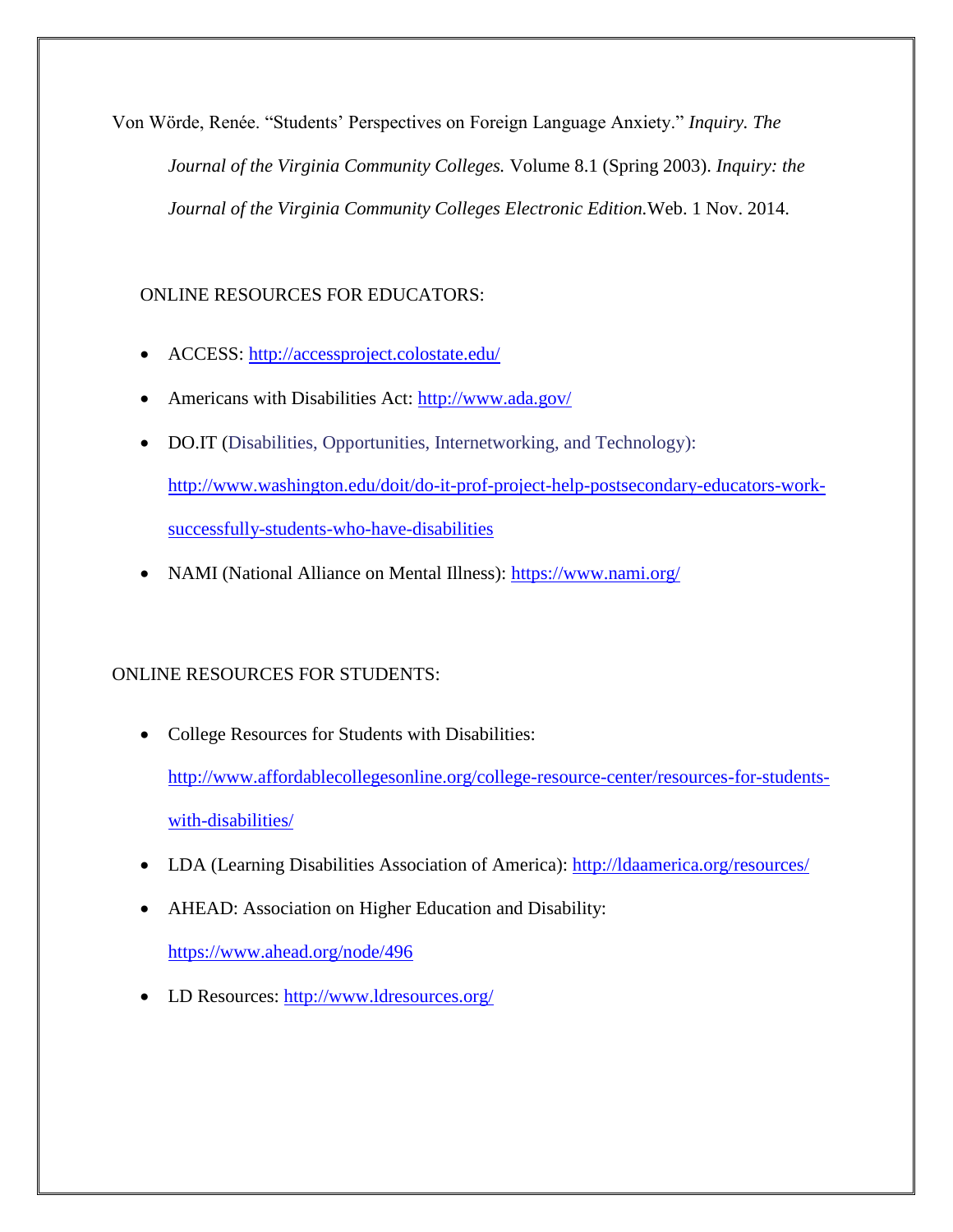Von Wörde, Renée. "Students' Perspectives on Foreign Language Anxiety." *Inquiry. The Journal of the Virginia Community Colleges.* Volume 8.1 (Spring 2003). *Inquiry: the Journal of the Virginia Community Colleges Electronic Edition.*Web. 1 Nov. 2014.

ONLINE RESOURCES FOR EDUCATORS:

- ACCESS: http://accessproject.colostate.edu/
- Americans with Disabilities Act: http://www.ada.gov/
- DO.IT (Disabilities, Opportunities, Internetworking, and Technology): http://www.washington.edu/doit/do-it-prof-project-help-postsecondary-educators-work-successfully-students-who-have-disabilities
- NAMI (National Alliance on Mental Illness): https://www.nami.org/

ONLINE RESOURCES FOR STUDENTS:

- College Resources for Students with Disabilities: http://www.affordablecollegesonline.org/college-resource-center/resources-for-students-with-disabilities/
- LDA (Learning Disabilities Association of America): http://ldaamerica.org/resources/
- AHEAD: Association on Higher Education and Disability: https://www.ahead.org/node/496
- LD Resources: http://www.ldresources.org/